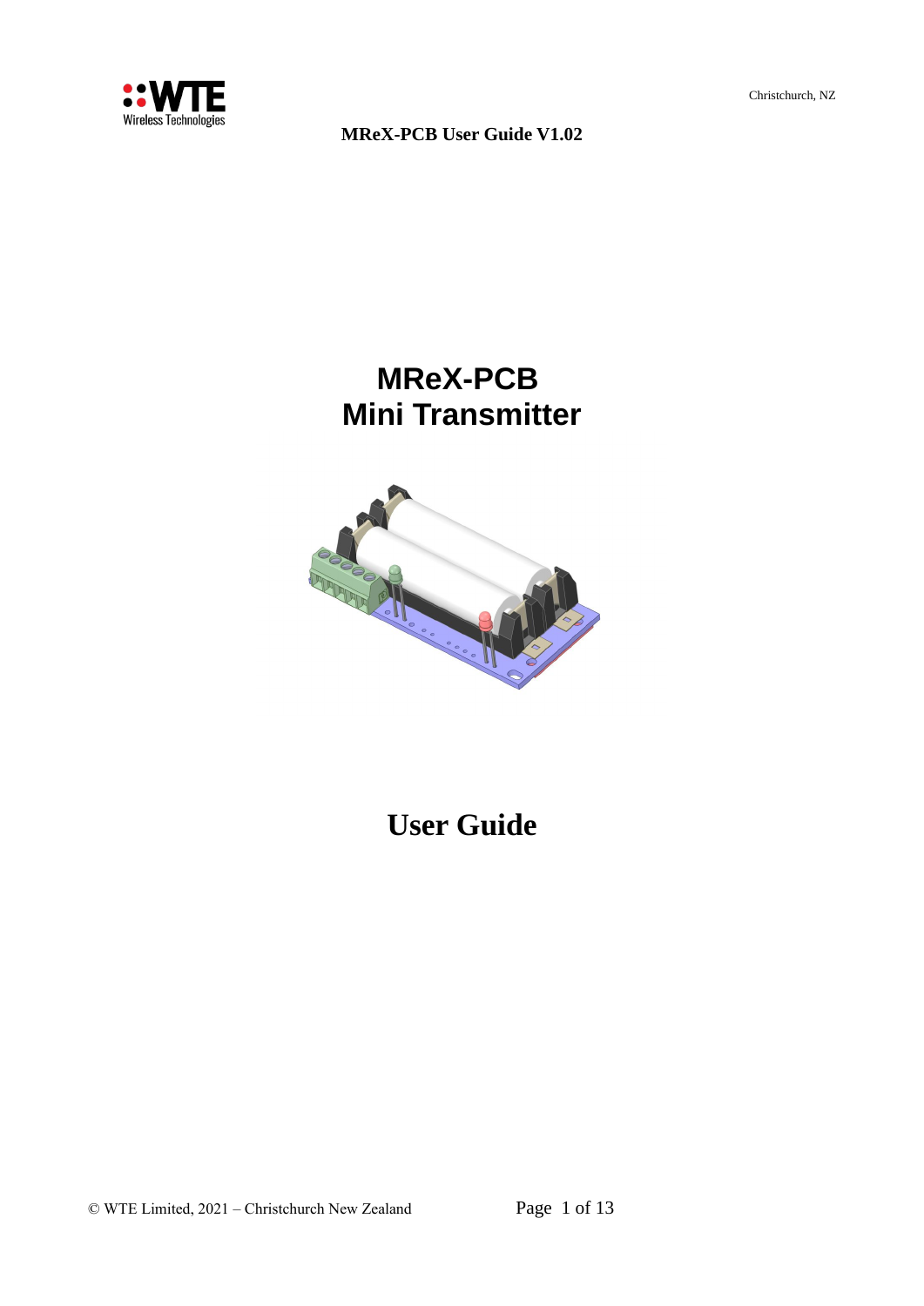# MReX-PCB
# Mini Transmitter

# User Guide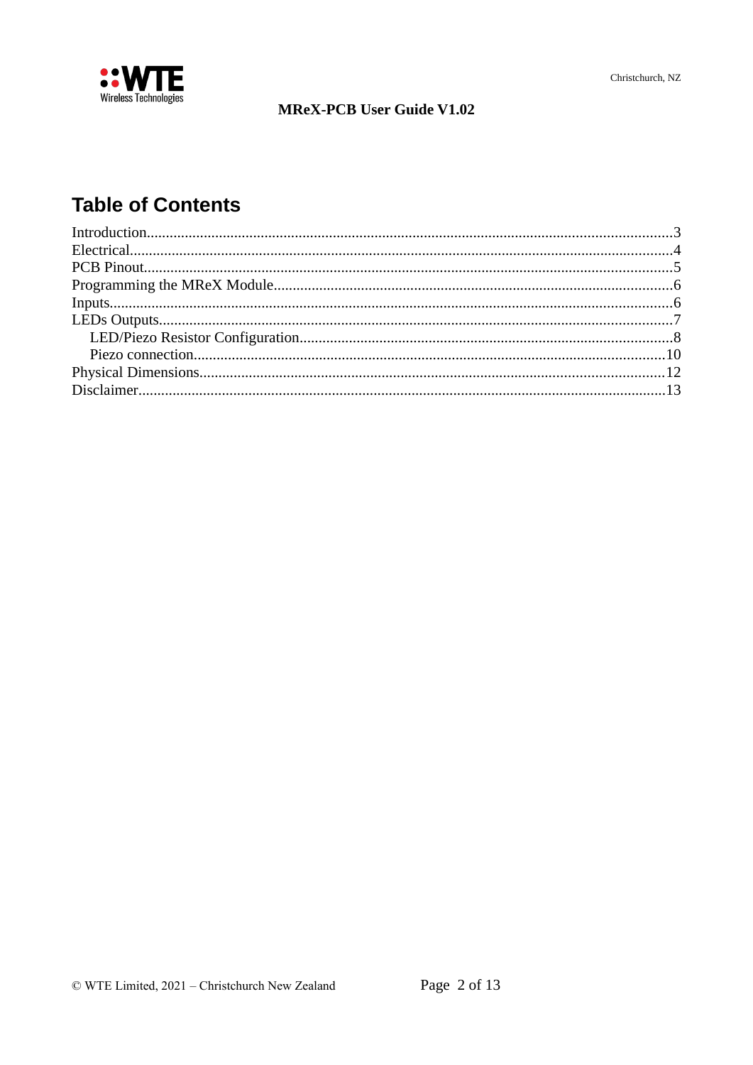# Table of Contents

Introduction......3
Electrical......4
PCB Pinout......5
Programming the MReX Module......6
Inputs......6
LEDs Outputs......7
  LED/Piezo Resistor Configuration......8
  Piezo connection......10
Physical Dimensions......12
Disclaimer......13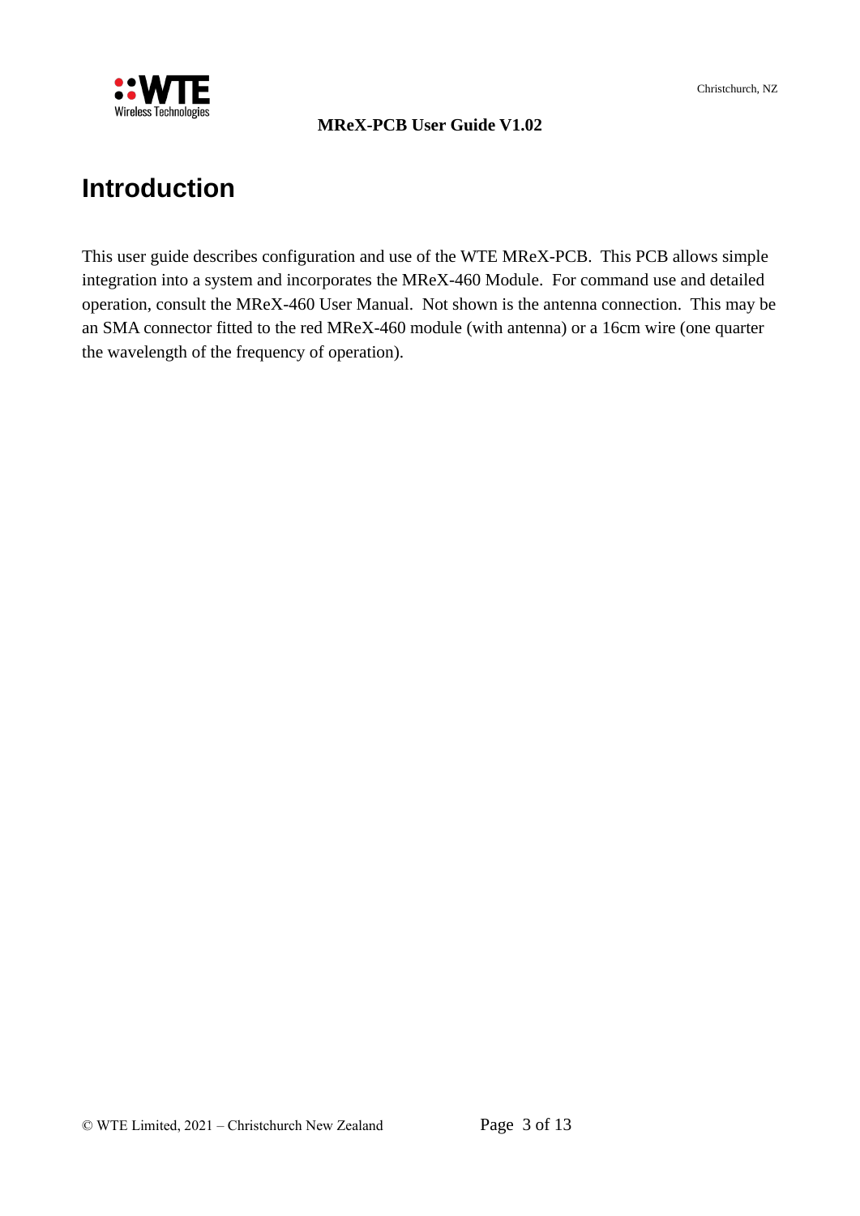# Introduction

This user guide describes configuration and use of the WTE MReX-PCB. This PCB allows simple integration into a system and incorporates the MReX-460 Module. For command use and detailed operation, consult the MReX-460 User Manual. Not shown is the antenna connection. This may be an SMA connector fitted to the red MReX-460 module (with antenna) or a 16cm wire (one quarter the wavelength of the frequency of operation).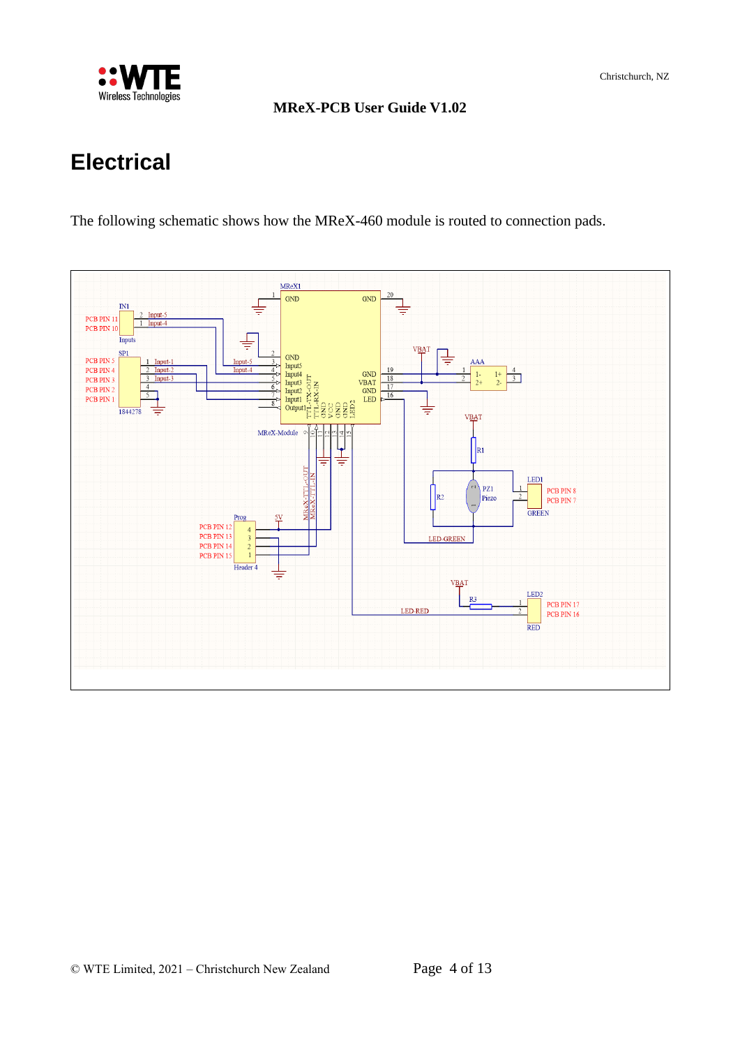# Electrical

The following schematic shows how the MReX-460 module is routed to connection pads.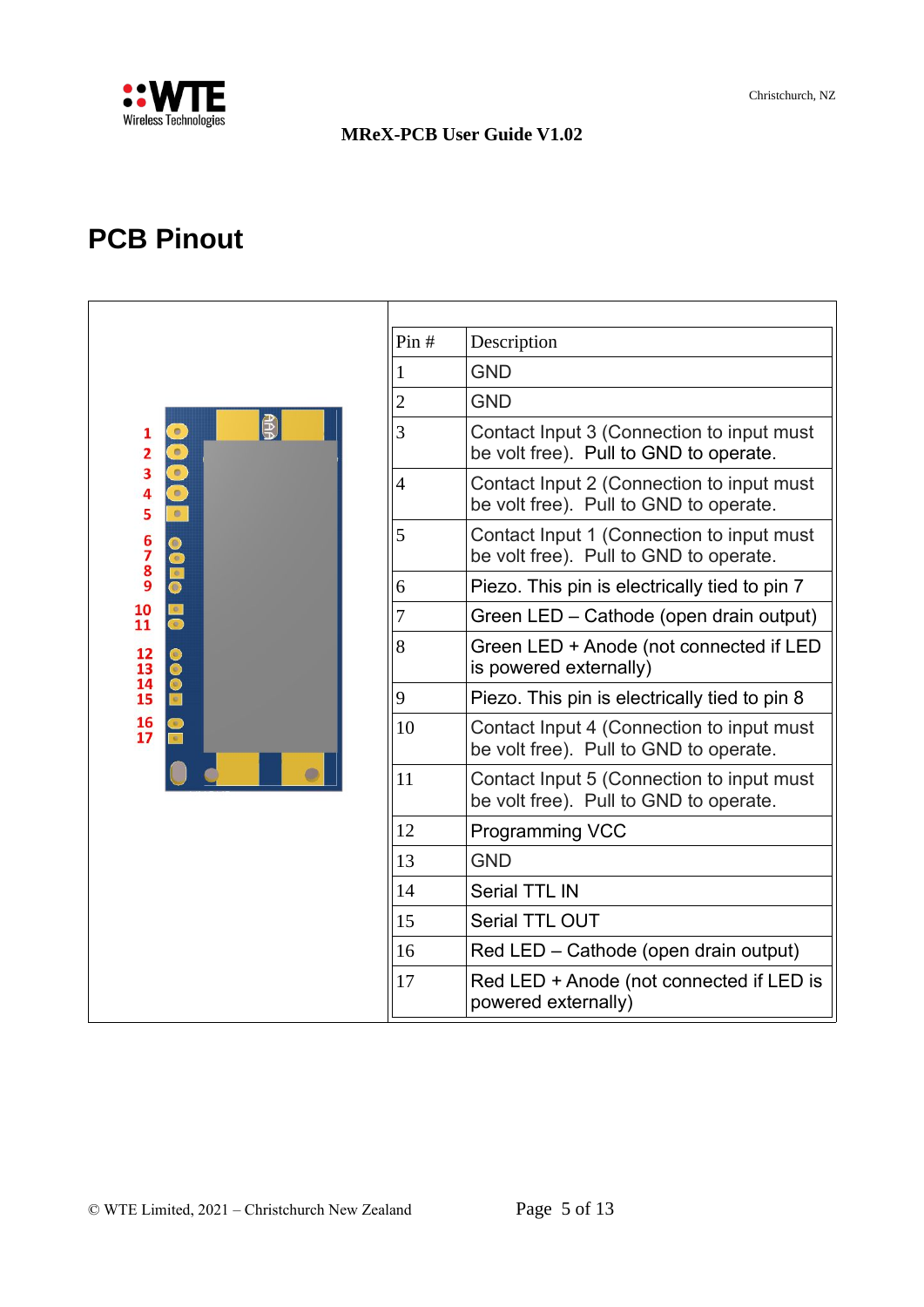# PCB Pinout

| Pin # | Description |
| --- | --- |
| 1 | GND |
| 2 | GND |
| 3 | Contact Input 3 (Connection to input must be volt free). Pull to GND to operate. |
| 4 | Contact Input 2 (Connection to input must be volt free). Pull to GND to operate. |
| 5 | Contact Input 1 (Connection to input must be volt free). Pull to GND to operate. |
| 6 | Piezo. This pin is electrically tied to pin 7 |
| 7 | Green LED – Cathode (open drain output) |
| 8 | Green LED + Anode (not connected if LED is powered externally) |
| 9 | Piezo. This pin is electrically tied to pin 8 |
| 10 | Contact Input 4 (Connection to input must be volt free). Pull to GND to operate. |
| 11 | Contact Input 5 (Connection to input must be volt free). Pull to GND to operate. |
| 12 | Programming VCC |
| 13 | GND |
| 14 | Serial TTL IN |
| 15 | Serial TTL OUT |
| 16 | Red LED – Cathode (open drain output) |
| 17 | Red LED + Anode (not connected if LED is powered externally) |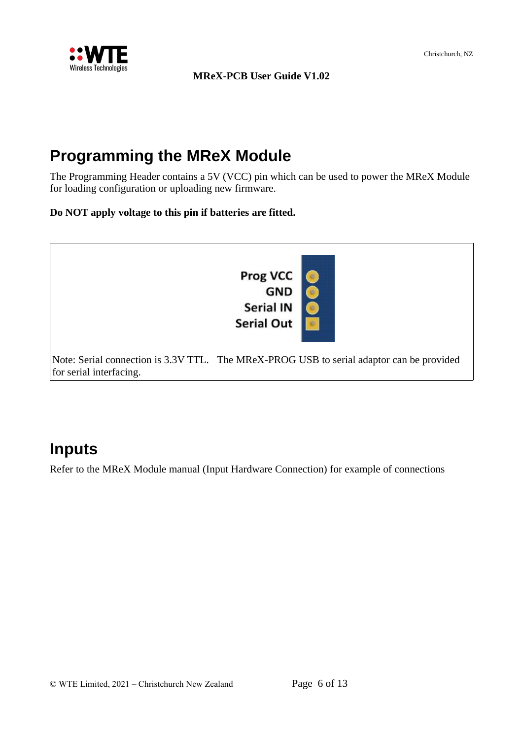# Programming the MReX Module

The Programming Header contains a 5V (VCC) pin which can be used to power the MReX Module for loading configuration or uploading new firmware.

**Do NOT apply voltage to this pin if batteries are fitted.**

Prog VCC
GND
Serial IN
Serial Out

Note: Serial connection is 3.3V TTL. The MReX-PROG USB to serial adaptor can be provided for serial interfacing.

# Inputs

Refer to the MReX Module manual (Input Hardware Connection) for example of connections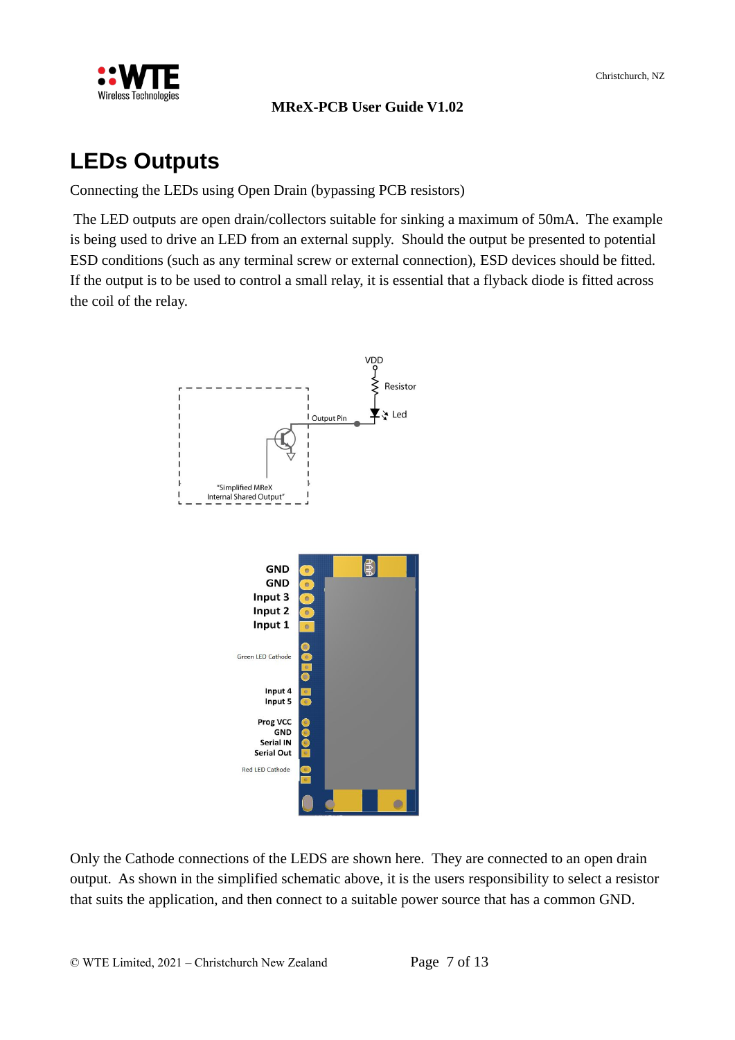# LEDs Outputs

Connecting the LEDs using Open Drain (bypassing PCB resistors)

The LED outputs are open drain/collectors suitable for sinking a maximum of 50mA. The example is being used to drive an LED from an external supply. Should the output be presented to potential ESD conditions (such as any terminal screw or external connection), ESD devices should be fitted. If the output is to be used to control a small relay, it is essential that a flyback diode is fitted across the coil of the relay.

Only the Cathode connections of the LEDS are shown here. They are connected to an open drain output. As shown in the simplified schematic above, it is the users responsibility to select a resistor that suits the application, and then connect to a suitable power source that has a common GND.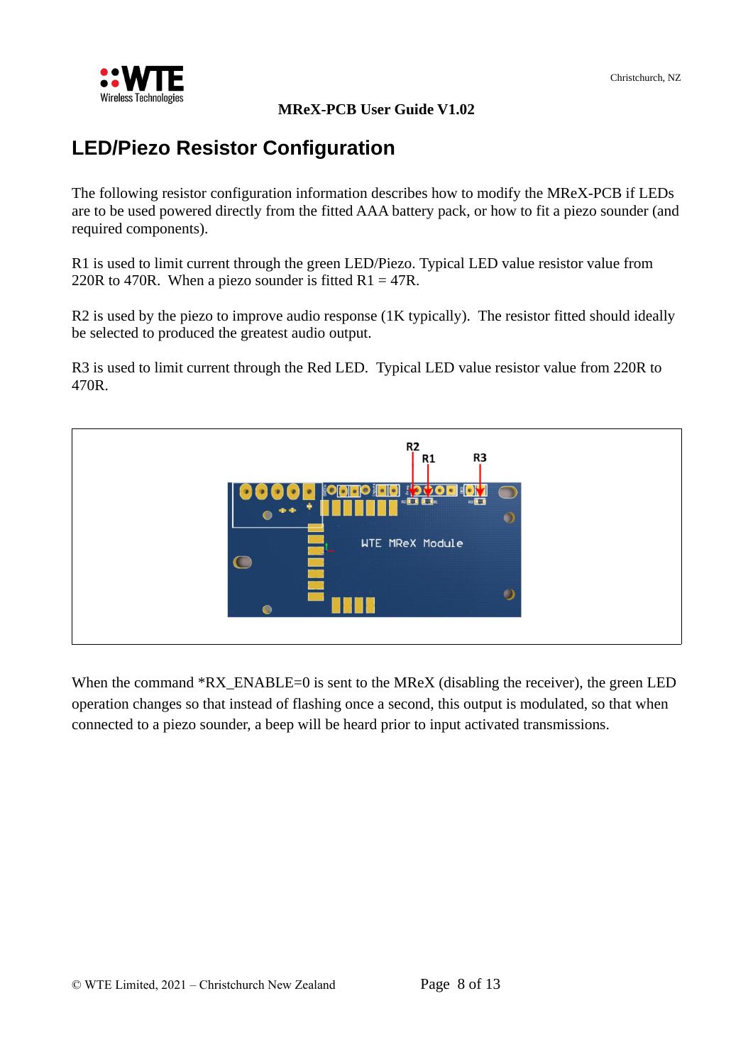## LED/Piezo Resistor Configuration

The following resistor configuration information describes how to modify the MReX-PCB if LEDs are to be used powered directly from the fitted AAA battery pack, or how to fit a piezo sounder (and required components).

R1 is used to limit current through the green LED/Piezo. Typical LED value resistor value from 220R to 470R. When a piezo sounder is fitted R1 = 47R.

R2 is used by the piezo to improve audio response (1K typically). The resistor fitted should ideally be selected to produced the greatest audio output.

R3 is used to limit current through the Red LED. Typical LED value resistor value from 220R to 470R.

When the command *RX_ENABLE=0 is sent to the MReX (disabling the receiver), the green LED operation changes so that instead of flashing once a second, this output is modulated, so that when connected to a piezo sounder, a beep will be heard prior to input activated transmissions.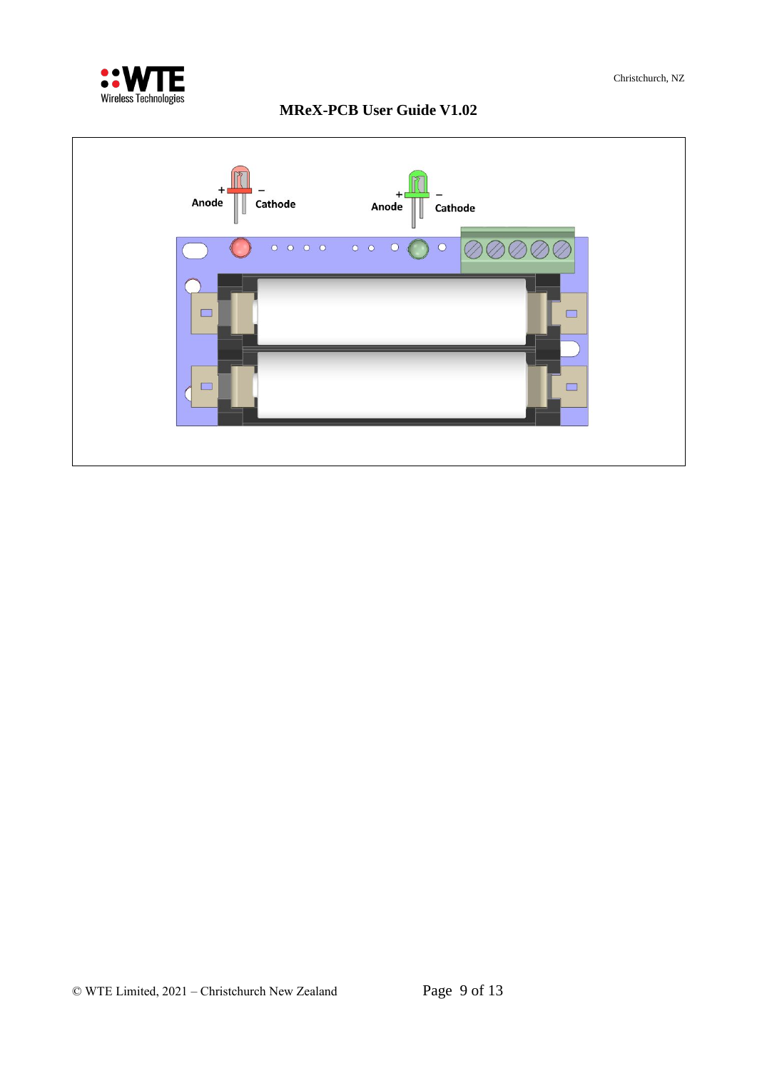+ Anode – Cathode

+ Anode – Cathode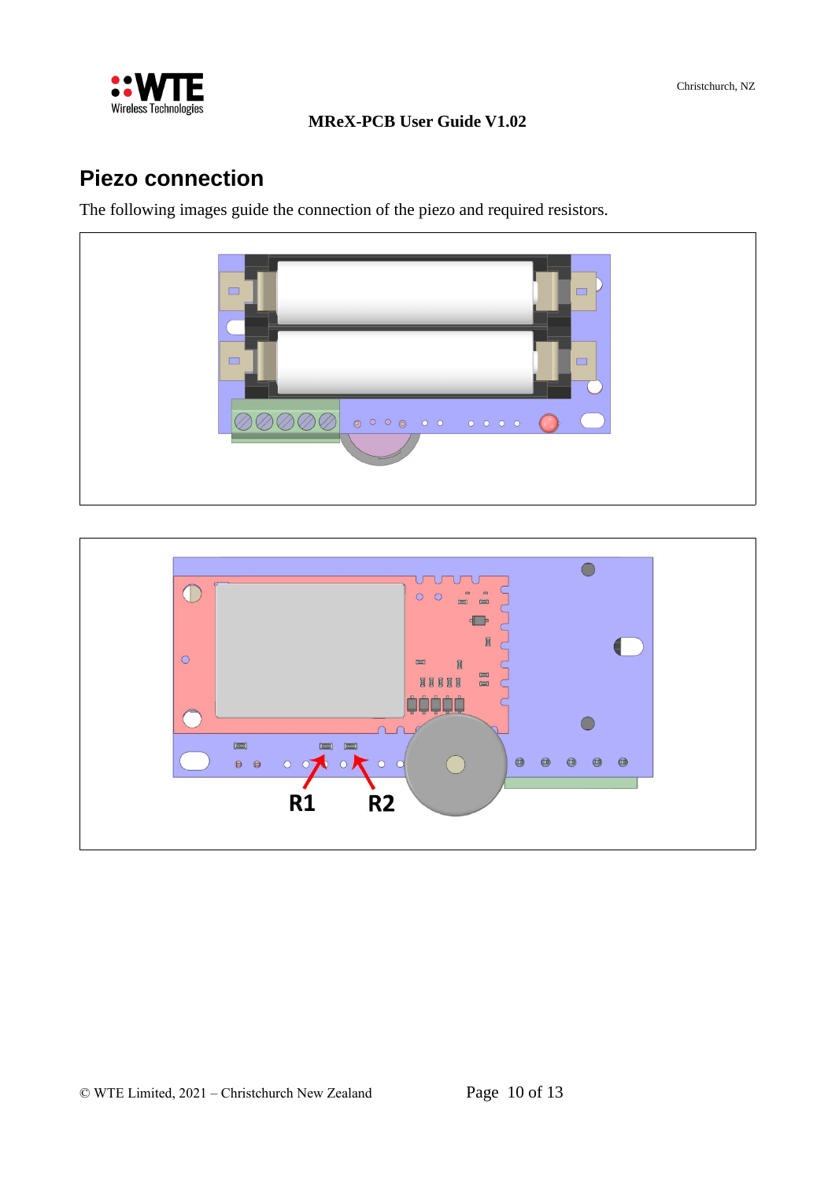## Piezo connection

The following images guide the connection of the piezo and required resistors.

R1 R2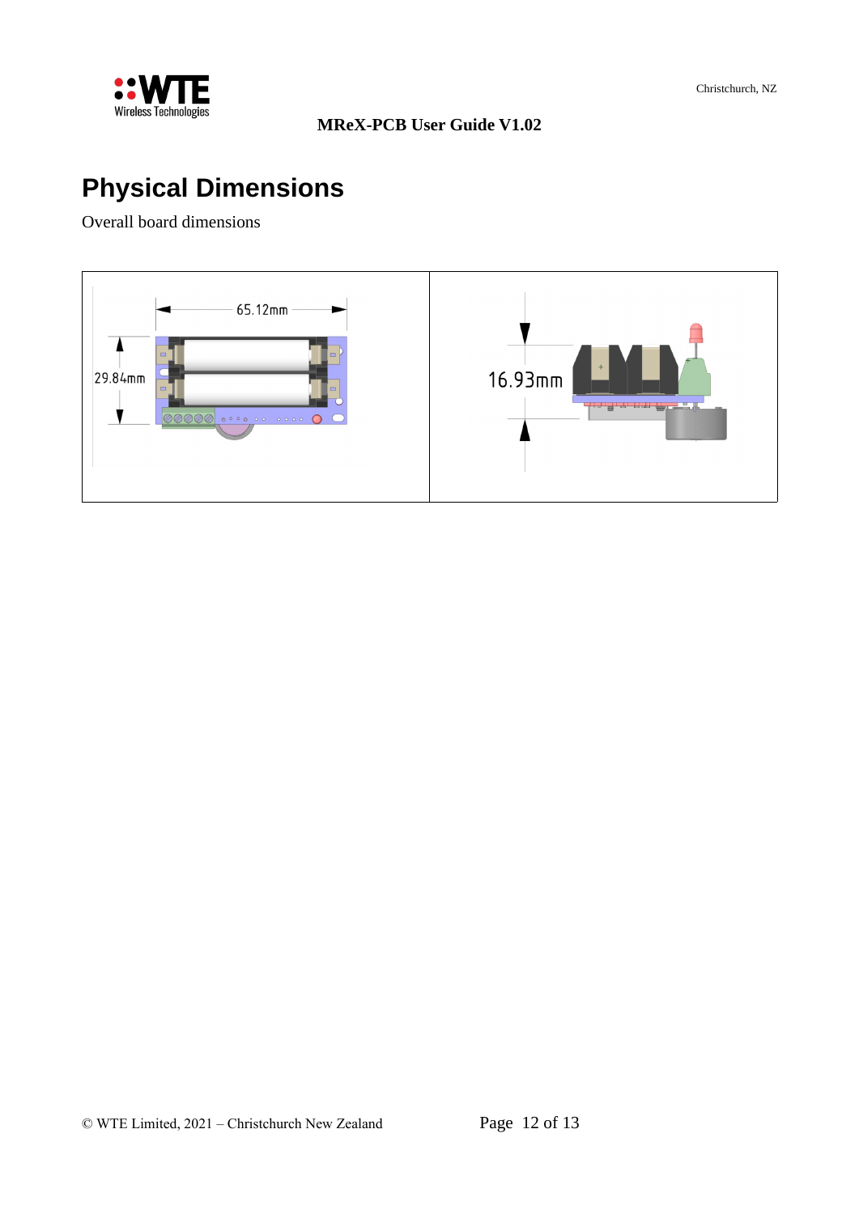# Physical Dimensions

Overall board dimensions

| 65.12mm × 29.84mm | 16.93mm |
|---|---|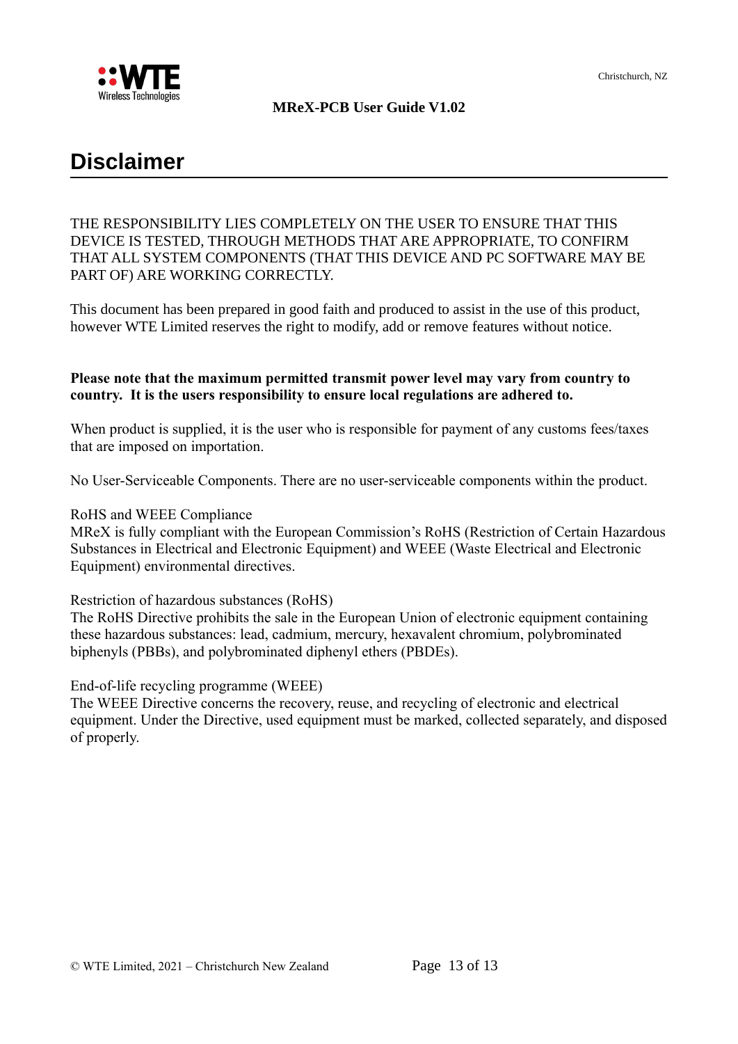# Disclaimer

THE RESPONSIBILITY LIES COMPLETELY ON THE USER TO ENSURE THAT THIS DEVICE IS TESTED, THROUGH METHODS THAT ARE APPROPRIATE, TO CONFIRM THAT ALL SYSTEM COMPONENTS (THAT THIS DEVICE AND PC SOFTWARE MAY BE PART OF) ARE WORKING CORRECTLY.

This document has been prepared in good faith and produced to assist in the use of this product, however WTE Limited reserves the right to modify, add or remove features without notice.

**Please note that the maximum permitted transmit power level may vary from country to country. It is the users responsibility to ensure local regulations are adhered to.**

When product is supplied, it is the user who is responsible for payment of any customs fees/taxes that are imposed on importation.

No User-Serviceable Components. There are no user-serviceable components within the product.

RoHS and WEEE Compliance
MReX is fully compliant with the European Commission's RoHS (Restriction of Certain Hazardous Substances in Electrical and Electronic Equipment) and WEEE (Waste Electrical and Electronic Equipment) environmental directives.

Restriction of hazardous substances (RoHS)
The RoHS Directive prohibits the sale in the European Union of electronic equipment containing these hazardous substances: lead, cadmium, mercury, hexavalent chromium, polybrominated biphenyls (PBBs), and polybrominated diphenyl ethers (PBDEs).

End-of-life recycling programme (WEEE)
The WEEE Directive concerns the recovery, reuse, and recycling of electronic and electrical equipment. Under the Directive, used equipment must be marked, collected separately, and disposed of properly.